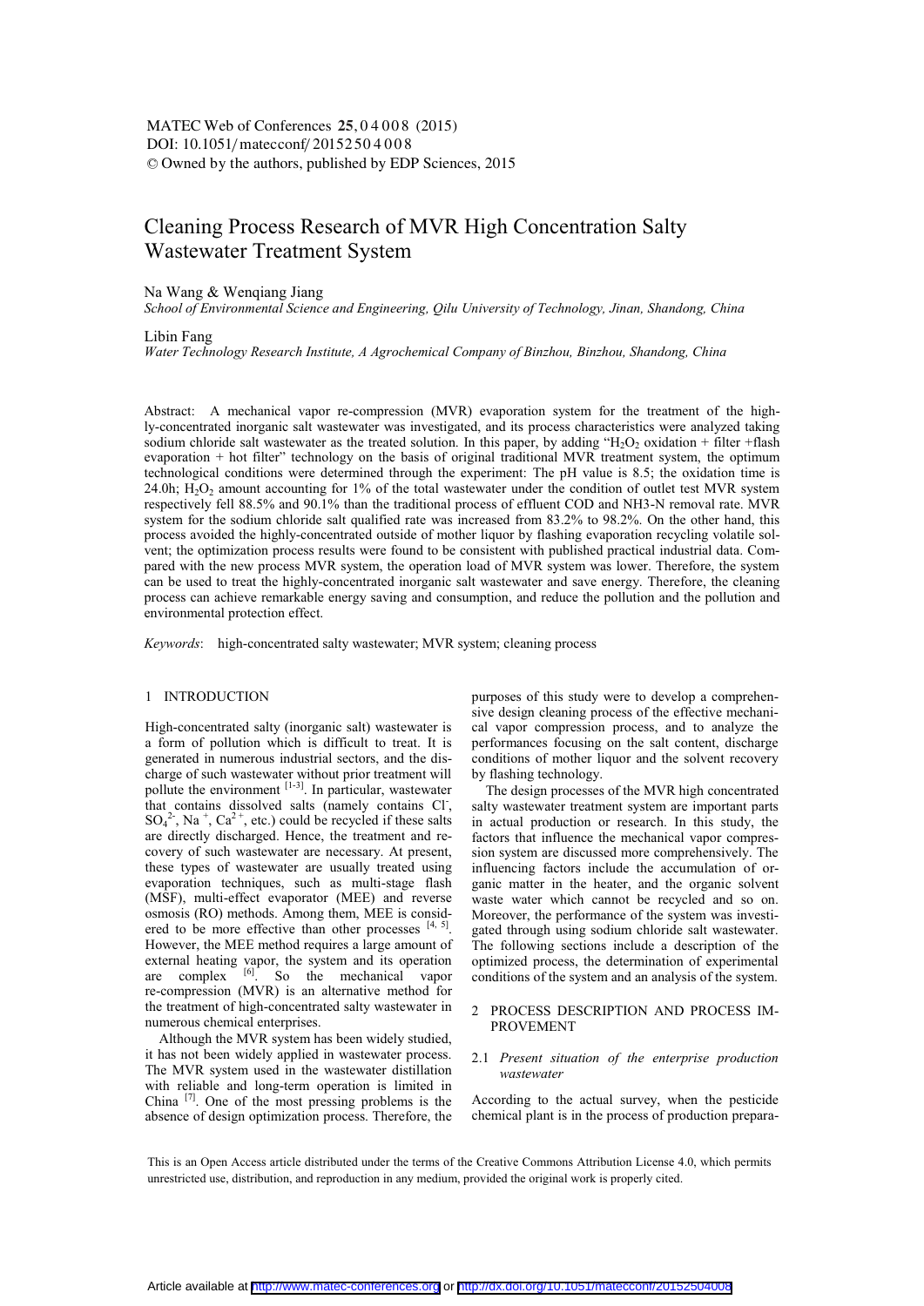# Cleaning Process Research of MVR High Concentration Salty Wastewater Treatment System

Na Wang & Wenqiang Jiang

*School of Environmental Science and Engineering, Qilu University of Technology, Jinan, Shandong, China*

Libin Fang

*Water Technology Research Institute, A Agrochemical Company of Binzhou, Binzhou, Shandong, China*

Abstract: A mechanical vapor re-compression (MVR) evaporation system for the treatment of the highly-concentrated inorganic salt wastewater was investigated, and its process characteristics were analyzed taking sodium chloride salt wastewater as the treated solution. In this paper, by adding "$H_2O_2$ oxidation + filter +flash evaporation + hot filter" technology on the basis of original traditional MVR treatment system, the optimum technological conditions were determined through the experiment: The pH value is 8.5; the oxidation time is 24.0h; $H_2O_2$ amount accounting for 1% of the total wastewater under the condition of outlet test MVR system respectively fell 88.5% and 90.1% than the traditional process of effluent COD and NH3-N removal rate. MVR system for the sodium chloride salt qualified rate was increased from 83.2% to 98.2%. On the other hand, this process avoided the highly-concentrated outside of mother liquor by flashing evaporation recycling volatile solvent; the optimization process results were found to be consistent with published practical industrial data. Compared with the new process MVR system, the operation load of MVR system was lower. Therefore, the system can be used to treat the highly-concentrated inorganic salt wastewater and save energy. Therefore, the cleaning process can achieve remarkable energy saving and consumption, and reduce the pollution and the pollution and environmental protection effect.

*Keywords*: high-concentrated salty wastewater; MVR system; cleaning process

## 1 INTRODUCTION

High-concentrated salty (inorganic salt) wastewater is a form of pollution which is difficult to treat. It is generated in numerous industrial sectors, and the discharge of such wastewater without prior treatment will pollute the environment [1-3]. In particular, wastewater that contains dissolved salts (namely contains $Cl^-$, $SO_4^{2-}$, $Na^+$, $Ca^{2+}$, etc.) could be recycled if these salts are directly discharged. Hence, the treatment and recovery of such wastewater are necessary. At present, these types of wastewater are usually treated using evaporation techniques, such as multi-stage flash (MSF), multi-effect evaporator (MEE) and reverse osmosis (RO) methods. Among them, MEE is considered to be more effective than other processes [4, 5]. However, the MEE method requires a large amount of external heating vapor, the system and its operation are complex [6]. So the mechanical vapor re-compression (MVR) is an alternative method for the treatment of high-concentrated salty wastewater in numerous chemical enterprises.

Although the MVR system has been widely studied, it has not been widely applied in wastewater process. The MVR system used in the wastewater distillation with reliable and long-term operation is limited in China [7]. One of the most pressing problems is the absence of design optimization process. Therefore, the purposes of this study were to develop a comprehensive design cleaning process of the effective mechanical vapor compression process, and to analyze the performances focusing on the salt content, discharge conditions of mother liquor and the solvent recovery by flashing technology.

The design processes of the MVR high concentrated salty wastewater treatment system are important parts in actual production or research. In this study, the factors that influence the mechanical vapor compression system are discussed more comprehensively. The influencing factors include the accumulation of organic matter in the heater, and the organic solvent waste water which cannot be recycled and so on. Moreover, the performance of the system was investigated through using sodium chloride salt wastewater. The following sections include a description of the optimized process, the determination of experimental conditions of the system and an analysis of the system.

## 2 PROCESS DESCRIPTION AND PROCESS IMPROVEMENT

### 2.1 *Present situation of the enterprise production wastewater*

According to the actual survey, when the pesticide chemical plant is in the process of production prepara-

This is an Open Access article distributed under the terms of the Creative Commons Attribution License 4.0, which permits unrestricted use, distribution, and reproduction in any medium, provided the original work is properly cited.

Article available at http://www.matec-conferences.org or http://dx.doi.org/10.1051/matecconf/20152504008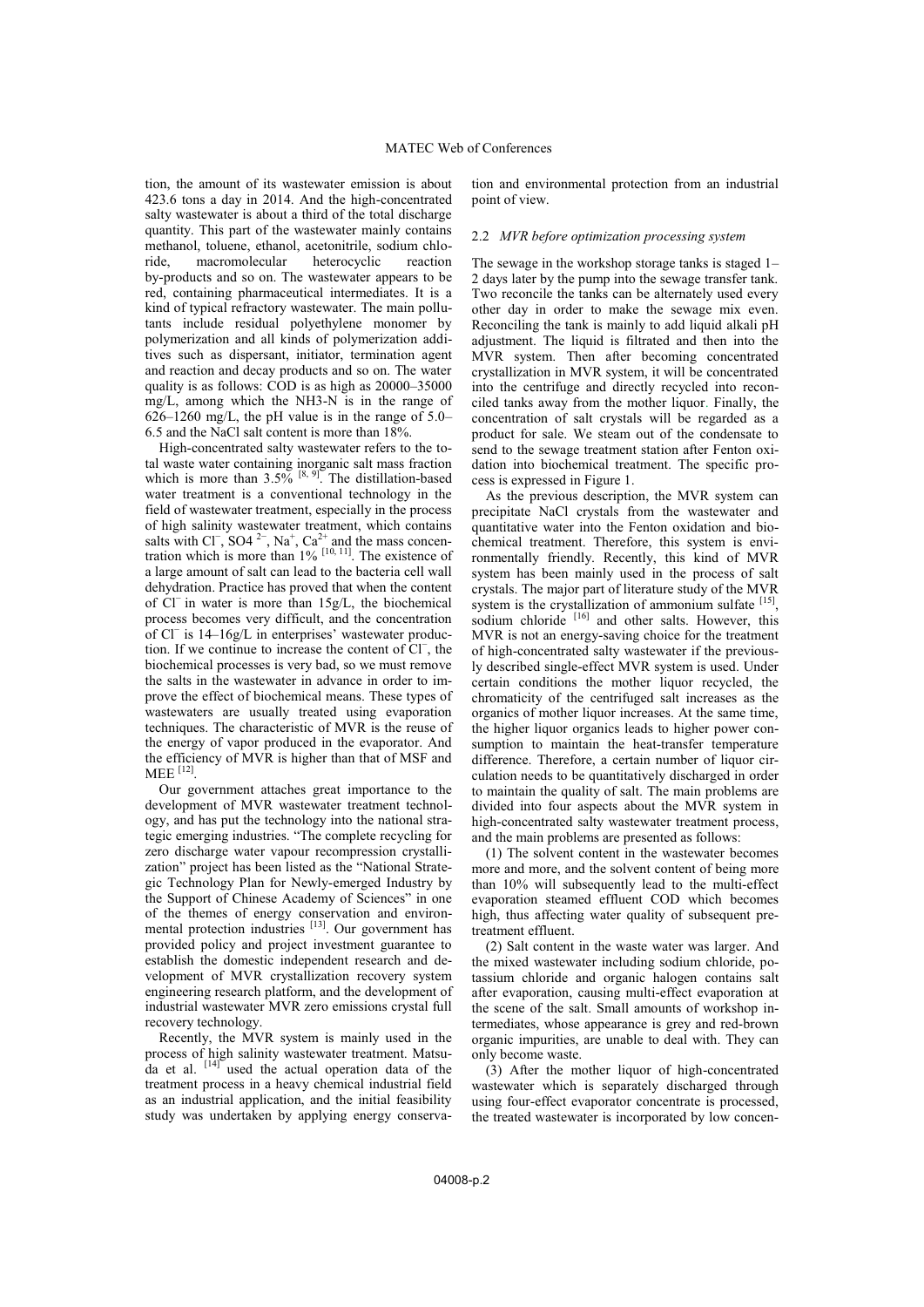tion, the amount of its wastewater emission is about 423.6 tons a day in 2014. And the high-concentrated salty wastewater is about a third of the total discharge quantity. This part of the wastewater mainly contains methanol, toluene, ethanol, acetonitrile, sodium chloride, macromolecular heterocyclic reaction by-products and so on. The wastewater appears to be red, containing pharmaceutical intermediates. It is a kind of typical refractory wastewater. The main pollutants include residual polyethylene monomer by polymerization and all kinds of polymerization additives such as dispersant, initiator, termination agent and reaction and decay products and so on. The water quality is as follows: COD is as high as 20000–35000 mg/L, among which the $NH_3$-N is in the range of 626–1260 mg/L, the pH value is in the range of 5.0–6.5 and the NaCl salt content is more than 18%.

High-concentrated salty wastewater refers to the total waste water containing inorganic salt mass fraction which is more than 3.5% [8, 9]. The distillation-based water treatment is a conventional technology in the field of wastewater treatment, especially in the process of high salinity wastewater treatment, which contains salts with $Cl^-$, $SO_4^{2-}$, $Na^+$, $Ca^{2+}$ and the mass concentration which is more than 1% [10, 11]. The existence of a large amount of salt can lead to the bacteria cell wall dehydration. Practice has proved that when the content of $Cl^-$ in water is more than 15g/L, the biochemical process becomes very difficult, and the concentration of $Cl^-$ is 14–16g/L in enterprises' wastewater production. If we continue to increase the content of $Cl^-$, the biochemical processes is very bad, so we must remove the salts in the wastewater in advance in order to improve the effect of biochemical means. These types of wastewaters are usually treated using evaporation techniques. The characteristic of MVR is the reuse of the energy of vapor produced in the evaporator. And the efficiency of MVR is higher than that of MSF and MEE [12].

Our government attaches great importance to the development of MVR wastewater treatment technology, and has put the technology into the national strategic emerging industries. "The complete recycling for zero discharge water vapour recompression crystallization" project has been listed as the "National Strategic Technology Plan for Newly-emerged Industry by the Support of Chinese Academy of Sciences" in one of the themes of energy conservation and environmental protection industries [13]. Our government has provided policy and project investment guarantee to establish the domestic independent research and development of MVR crystallization recovery system engineering research platform, and the development of industrial wastewater MVR zero emissions crystal full recovery technology.

Recently, the MVR system is mainly used in the process of high salinity wastewater treatment. Matsuda et al. [14] used the actual operation data of the treatment process in a heavy chemical industrial field as an industrial application, and the initial feasibility study was undertaken by applying energy conservation and environmental protection from an industrial point of view.

### 2.2 *MVR before optimization processing system*

The sewage in the workshop storage tanks is staged 1–2 days later by the pump into the sewage transfer tank. Two reconcile the tanks can be alternately used every other day in order to make the sewage mix even. Reconciling the tank is mainly to add liquid alkali pH adjustment. The liquid is filtrated and then into the MVR system. Then after becoming concentrated crystallization in MVR system, it will be concentrated into the centrifuge and directly recycled into reconciled tanks away from the mother liquor. Finally, the concentration of salt crystals will be regarded as a product for sale. We steam out of the condensate to send to the sewage treatment station after Fenton oxidation into biochemical treatment. The specific process is expressed in Figure 1.

As the previous description, the MVR system can precipitate NaCl crystals from the wastewater and quantitative water into the Fenton oxidation and biochemical treatment. Therefore, this system is environmentally friendly. Recently, this kind of MVR system has been mainly used in the process of salt crystals. The major part of literature study of the MVR system is the crystallization of ammonium sulfate [15], sodium chloride [16] and other salts. However, this MVR is not an energy-saving choice for the treatment of high-concentrated salty wastewater if the previously described single-effect MVR system is used. Under certain conditions the mother liquor recycled, the chromaticity of the centrifuged salt increases as the organics of mother liquor increases. At the same time, the higher liquor organics leads to higher power consumption to maintain the heat-transfer temperature difference. Therefore, a certain number of liquor circulation needs to be quantitatively discharged in order to maintain the quality of salt. The main problems are divided into four aspects about the MVR system in high-concentrated salty wastewater treatment process, and the main problems are presented as follows:

(1) The solvent content in the wastewater becomes more and more, and the solvent content of being more than 10% will subsequently lead to the multi-effect evaporation steamed effluent COD which becomes high, thus affecting water quality of subsequent pretreatment effluent.

(2) Salt content in the waste water was larger. And the mixed wastewater including sodium chloride, potassium chloride and organic halogen contains salt after evaporation, causing multi-effect evaporation at the scene of the salt. Small amounts of workshop intermediates, whose appearance is grey and red-brown organic impurities, are unable to deal with. They can only become waste.

(3) After the mother liquor of high-concentrated wastewater which is separately discharged through using four-effect evaporator concentrate is processed, the treated wastewater is incorporated by low concen-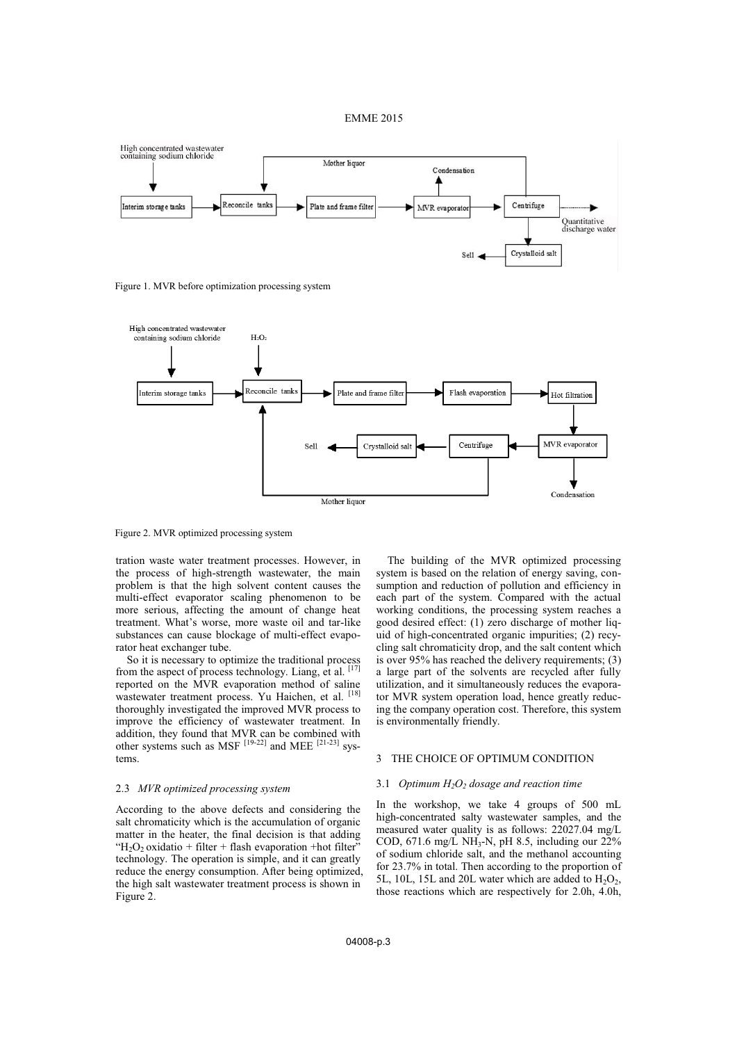Figure 1. MVR before optimization processing system

Figure 2. MVR optimized processing system

tration waste water treatment processes. However, in the process of high-strength wastewater, the main problem is that the high solvent content causes the multi-effect evaporator scaling phenomenon to be more serious, affecting the amount of change heat treatment. What's worse, more waste oil and tar-like substances can cause blockage of multi-effect evaporator heat exchanger tube.

So it is necessary to optimize the traditional process from the aspect of process technology. Liang, et al. [17] reported on the MVR evaporation method of saline wastewater treatment process. Yu Haichen, et al. [18] thoroughly investigated the improved MVR process to improve the efficiency of wastewater treatment. In addition, they found that MVR can be combined with other systems such as MSF [19-22] and MEE [21-23] systems.

### 2.3 *MVR optimized processing system*

According to the above defects and considering the salt chromaticity which is the accumulation of organic matter in the heater, the final decision is that adding "$H_2O_2$ oxidatio + filter + flash evaporation +hot filter" technology. The operation is simple, and it can greatly reduce the energy consumption. After being optimized, the high salt wastewater treatment process is shown in Figure 2.

The building of the MVR optimized processing system is based on the relation of energy saving, consumption and reduction of pollution and efficiency in each part of the system. Compared with the actual working conditions, the processing system reaches a good desired effect: (1) zero discharge of mother liquid of high-concentrated organic impurities; (2) recycling salt chromaticity drop, and the salt content which is over 95% has reached the delivery requirements; (3) a large part of the solvents are recycled after fully utilization, and it simultaneously reduces the evaporator MVR system operation load, hence greatly reducing the company operation cost. Therefore, this system is environmentally friendly.

## 3 THE CHOICE OF OPTIMUM CONDITION

### 3.1 *Optimum $H_2O_2$ dosage and reaction time*

In the workshop, we take 4 groups of 500 mL high-concentrated salty wastewater samples, and the measured water quality is as follows: 22027.04 mg/L COD, 671.6 mg/L $NH_3$-N, pH 8.5, including our 22% of sodium chloride salt, and the methanol accounting for 23.7% in total. Then according to the proportion of 5L, 10L, 15L and 20L water which are added to $H_2O_2$, those reactions which are respectively for 2.0h, 4.0h,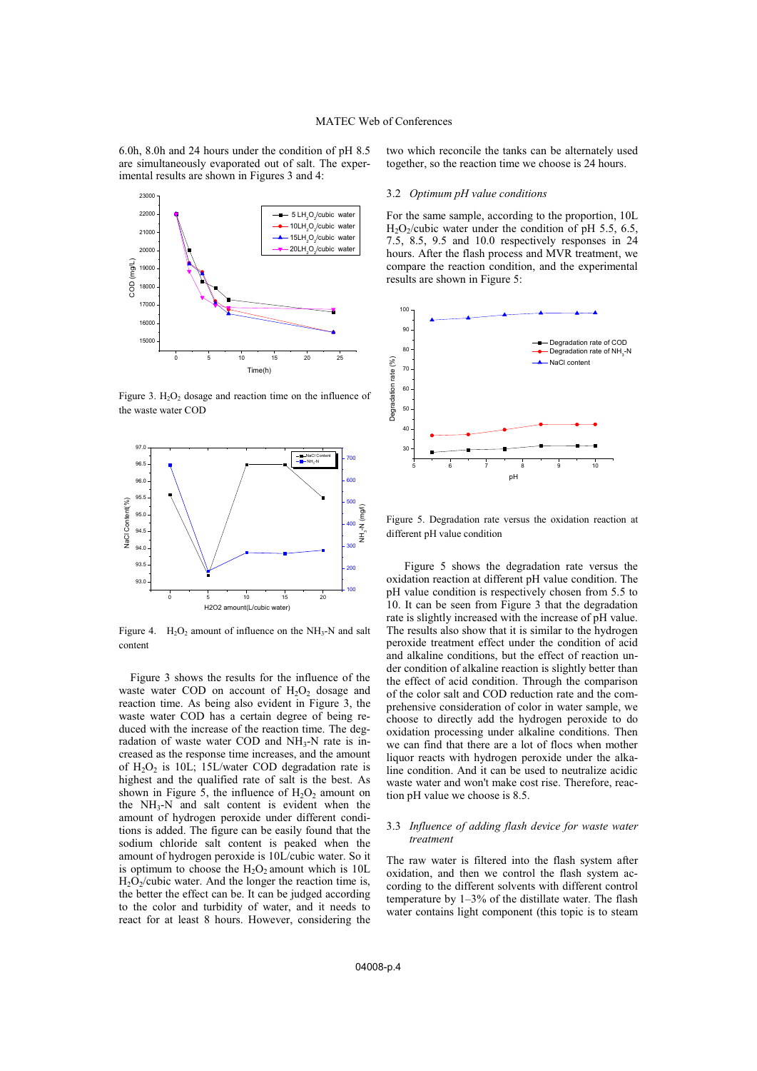6.0h, 8.0h and 24 hours under the condition of pH 8.5 are simultaneously evaporated out of salt. The experimental results are shown in Figures 3 and 4:

Figure 3. $H_2O_2$ dosage and reaction time on the influence of the waste water COD

Figure 4. $H_2O_2$ amount of influence on the $NH_3$-N and salt content

Figure 3 shows the results for the influence of the waste water COD on account of $H_2O_2$ dosage and reaction time. As being also evident in Figure 3, the waste water COD has a certain degree of being reduced with the increase of the reaction time. The degradation of waste water COD and $NH_3$-N rate is increased as the response time increases, and the amount of $H_2O_2$ is 10L; 15L/water COD degradation rate is highest and the qualified rate of salt is the best. As shown in Figure 5, the influence of $H_2O_2$ amount on the $NH_3$-N and salt content is evident when the amount of hydrogen peroxide under different conditions is added. The figure can be easily found that the sodium chloride salt content is peaked when the amount of hydrogen peroxide is 10L/cubic water. So it is optimum to choose the $H_2O_2$ amount which is 10L $H_2O_2$/cubic water. And the longer the reaction time is, the better the effect can be. It can be judged according to the color and turbidity of water, and it needs to react for at least 8 hours. However, considering the two which reconcile the tanks can be alternately used together, so the reaction time we choose is 24 hours.

### 3.2 *Optimum pH value conditions*

For the same sample, according to the proportion, 10L $H_2O_2$/cubic water under the condition of pH 5.5, 6.5, 7.5, 8.5, 9.5 and 10.0 respectively responses in 24 hours. After the flash process and MVR treatment, we compare the reaction condition, and the experimental results are shown in Figure 5:

Figure 5. Degradation rate versus the oxidation reaction at different pH value condition

Figure 5 shows the degradation rate versus the oxidation reaction at different pH value condition. The pH value condition is respectively chosen from 5.5 to 10. It can be seen from Figure 3 that the degradation rate is slightly increased with the increase of pH value. The results also show that it is similar to the hydrogen peroxide treatment effect under the condition of acid and alkaline conditions, but the effect of reaction under condition of alkaline reaction is slightly better than the effect of acid condition. Through the comparison of the color salt and COD reduction rate and the comprehensive consideration of color in water sample, we choose to directly add the hydrogen peroxide to do oxidation processing under alkaline conditions. Then we can find that there are a lot of flocs when mother liquor reacts with hydrogen peroxide under the alkaline condition. And it can be used to neutralize acidic waste water and won't make cost rise. Therefore, reaction pH value we choose is 8.5.

### 3.3 *Influence of adding flash device for waste water treatment*

The raw water is filtered into the flash system after oxidation, and then we control the flash system according to the different solvents with different control temperature by 1–3% of the distillate water. The flash water contains light component (this topic is to steam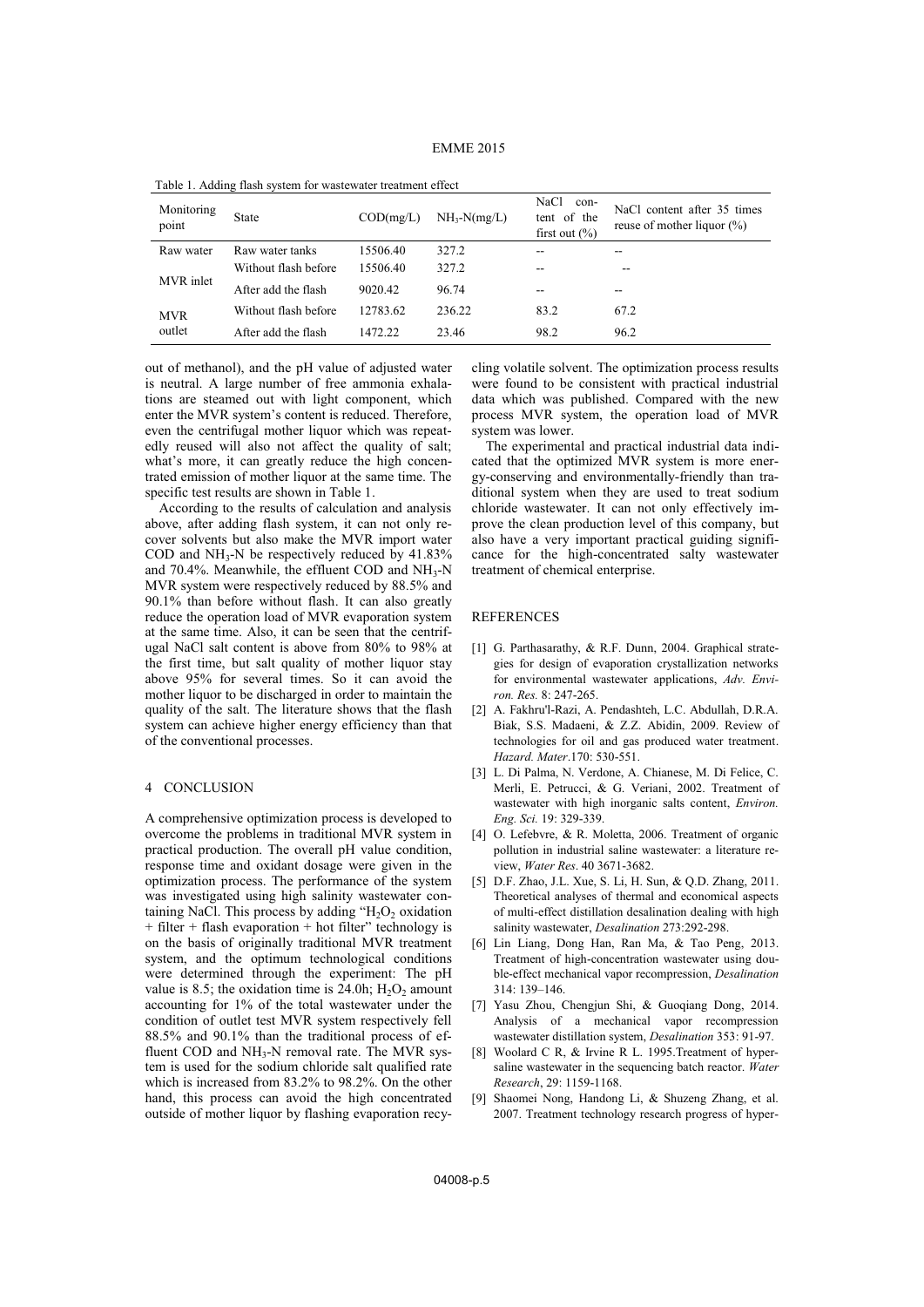Table 1. Adding flash system for wastewater treatment effect

| Monitoring point | State | COD(mg/L) | $NH_3$-N(mg/L) | NaCl content of the first out (%) | NaCl content after 35 times reuse of mother liquor (%) |
|---|---|---|---|---|---|
| Raw water | Raw water tanks | 15506.40 | 327.2 | -- | -- |
| MVR inlet | Without flash before | 15506.40 | 327.2 | -- | -- |
| | After add the flash | 9020.42 | 96.74 | -- | -- |
| MVR outlet | Without flash before | 12783.62 | 236.22 | 83.2 | 67.2 |
| | After add the flash | 1472.22 | 23.46 | 98.2 | 96.2 |

out of methanol), and the pH value of adjusted water is neutral. A large number of free ammonia exhalations are steamed out with light component, which enter the MVR system's content is reduced. Therefore, even the centrifugal mother liquor which was repeatedly reused will also not affect the quality of salt; what's more, it can greatly reduce the high concentrated emission of mother liquor at the same time. The specific test results are shown in Table 1.

According to the results of calculation and analysis above, after adding flash system, it can not only recover solvents but also make the MVR import water COD and $NH_3$-N be respectively reduced by 41.83% and 70.4%. Meanwhile, the effluent COD and $NH_3$-N MVR system were respectively reduced by 88.5% and 90.1% than before without flash. It can also greatly reduce the operation load of MVR evaporation system at the same time. Also, it can be seen that the centrifugal NaCl salt content is above from 80% to 98% at the first time, but salt quality of mother liquor stay above 95% for several times. So it can avoid the mother liquor to be discharged in order to maintain the quality of the salt. The literature shows that the flash system can achieve higher energy efficiency than that of the conventional processes.

## 4 CONCLUSION

A comprehensive optimization process is developed to overcome the problems in traditional MVR system in practical production. The overall pH value condition, response time and oxidant dosage were given in the optimization process. The performance of the system was investigated using high salinity wastewater containing NaCl. This process by adding "$H_2O_2$ oxidation + filter + flash evaporation + hot filter" technology is on the basis of originally traditional MVR treatment system, and the optimum technological conditions were determined through the experiment: The pH value is 8.5; the oxidation time is 24.0h; $H_2O_2$ amount accounting for 1% of the total wastewater under the condition of outlet test MVR system respectively fell 88.5% and 90.1% than the traditional process of effluent COD and $NH_3$-N removal rate. The MVR system is used for the sodium chloride salt qualified rate which is increased from 83.2% to 98.2%. On the other hand, this process can avoid the high concentrated outside of mother liquor by flashing evaporation recycling volatile solvent. The optimization process results were found to be consistent with practical industrial data which was published. Compared with the new process MVR system, the operation load of MVR system was lower.

The experimental and practical industrial data indicated that the optimized MVR system is more energy-conserving and environmentally-friendly than traditional system when they are used to treat sodium chloride wastewater. It can not only effectively improve the clean production level of this company, but also have a very important practical guiding significance for the high-concentrated salty wastewater treatment of chemical enterprise.

## REFERENCES

[1] G. Parthasarathy, & R.F. Dunn, 2004. Graphical strategies for design of evaporation crystallization networks for environmental wastewater applications, *Adv. Environ. Res.* 8: 247-265.

[2] A. Fakhru'l-Razi, A. Pendashteh, L.C. Abdullah, D.R.A. Biak, S.S. Madaeni, & Z.Z. Abidin, 2009. Review of technologies for oil and gas produced water treatment. *Hazard. Mater*.170: 530-551.

[3] L. Di Palma, N. Verdone, A. Chianese, M. Di Felice, C. Merli, E. Petrucci, & G. Veriani, 2002. Treatment of wastewater with high inorganic salts content, *Environ. Eng. Sci.* 19: 329-339.

[4] O. Lefebvre, & R. Moletta, 2006. Treatment of organic pollution in industrial saline wastewater: a literature review, *Water Res*. 40 3671-3682.

[5] D.F. Zhao, J.L. Xue, S. Li, H. Sun, & Q.D. Zhang, 2011. Theoretical analyses of thermal and economical aspects of multi-effect distillation desalination dealing with high salinity wastewater, *Desalination* 273:292-298.

[6] Lin Liang, Dong Han, Ran Ma, & Tao Peng, 2013. Treatment of high-concentration wastewater using double-effect mechanical vapor recompression, *Desalination* 314: 139–146.

[7] Yasu Zhou, Chengjun Shi, & Guoqiang Dong, 2014. Analysis of a mechanical vapor recompression wastewater distillation system, *Desalination* 353: 91-97.

[8] Woolard C R, & Irvine R L. 1995.Treatment of hypersaline wastewater in the sequencing batch reactor. *Water Research*, 29: 1159-1168.

[9] Shaomei Nong, Handong Li, & Shuzeng Zhang, et al. 2007. Treatment technology research progress of hyper-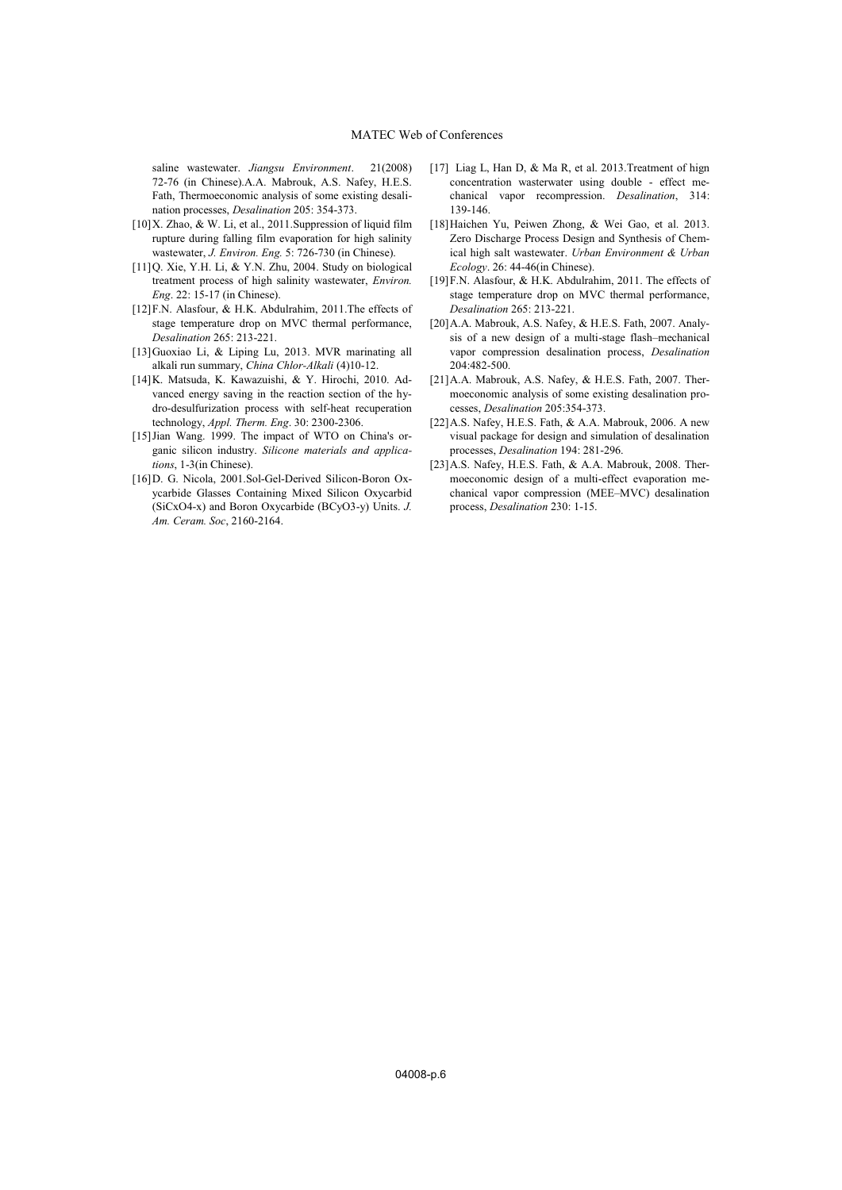saline wastewater. *Jiangsu Environment*. 21(2008) 72-76 (in Chinese).A.A. Mabrouk, A.S. Nafey, H.E.S. Fath, Thermoeconomic analysis of some existing desalination processes, *Desalination* 205: 354-373.

[10] X. Zhao, & W. Li, et al., 2011.Suppression of liquid film rupture during falling film evaporation for high salinity wastewater, *J. Environ. Eng.* 5: 726-730 (in Chinese).

[11] Q. Xie, Y.H. Li, & Y.N. Zhu, 2004. Study on biological treatment process of high salinity wastewater, *Environ. Eng*. 22: 15-17 (in Chinese).

[12] F.N. Alasfour, & H.K. Abdulrahim, 2011.The effects of stage temperature drop on MVC thermal performance, *Desalination* 265: 213-221.

[13] Guoxiao Li, & Liping Lu, 2013. MVR marinating all alkali run summary, *China Chlor-Alkali* (4)10-12.

[14] K. Matsuda, K. Kawazuishi, & Y. Hirochi, 2010. Advanced energy saving in the reaction section of the hydro-desulfurization process with self-heat recuperation technology, *Appl. Therm. Eng*. 30: 2300-2306.

[15] Jian Wang. 1999. The impact of WTO on China's organic silicon industry. *Silicone materials and applications*, 1-3(in Chinese).

[16] D. G. Nicola, 2001.Sol-Gel-Derived Silicon-Boron Oxycarbide Glasses Containing Mixed Silicon Oxycarbid (SiCxO4-x) and Boron Oxycarbide (BCyO3-y) Units. *J. Am. Ceram. Soc*, 2160-2164.

[17] Liag L, Han D, & Ma R, et al. 2013.Treatment of hign concentration wasterwater using double - effect mechanical vapor recompression. *Desalination*, 314: 139-146.

[18] Haichen Yu, Peiwen Zhong, & Wei Gao, et al. 2013. Zero Discharge Process Design and Synthesis of Chemical high salt wastewater. *Urban Environment & Urban Ecology*. 26: 44-46(in Chinese).

[19] F.N. Alasfour, & H.K. Abdulrahim, 2011. The effects of stage temperature drop on MVC thermal performance, *Desalination* 265: 213-221.

[20] A.A. Mabrouk, A.S. Nafey, & H.E.S. Fath, 2007. Analysis of a new design of a multi-stage flash–mechanical vapor compression desalination process, *Desalination* 204:482-500.

[21] A.A. Mabrouk, A.S. Nafey, & H.E.S. Fath, 2007. Thermoeconomic analysis of some existing desalination processes, *Desalination* 205:354-373.

[22] A.S. Nafey, H.E.S. Fath, & A.A. Mabrouk, 2006. A new visual package for design and simulation of desalination processes, *Desalination* 194: 281-296.

[23] A.S. Nafey, H.E.S. Fath, & A.A. Mabrouk, 2008. Thermoeconomic design of a multi-effect evaporation mechanical vapor compression (MEE–MVC) desalination process, *Desalination* 230: 1-15.